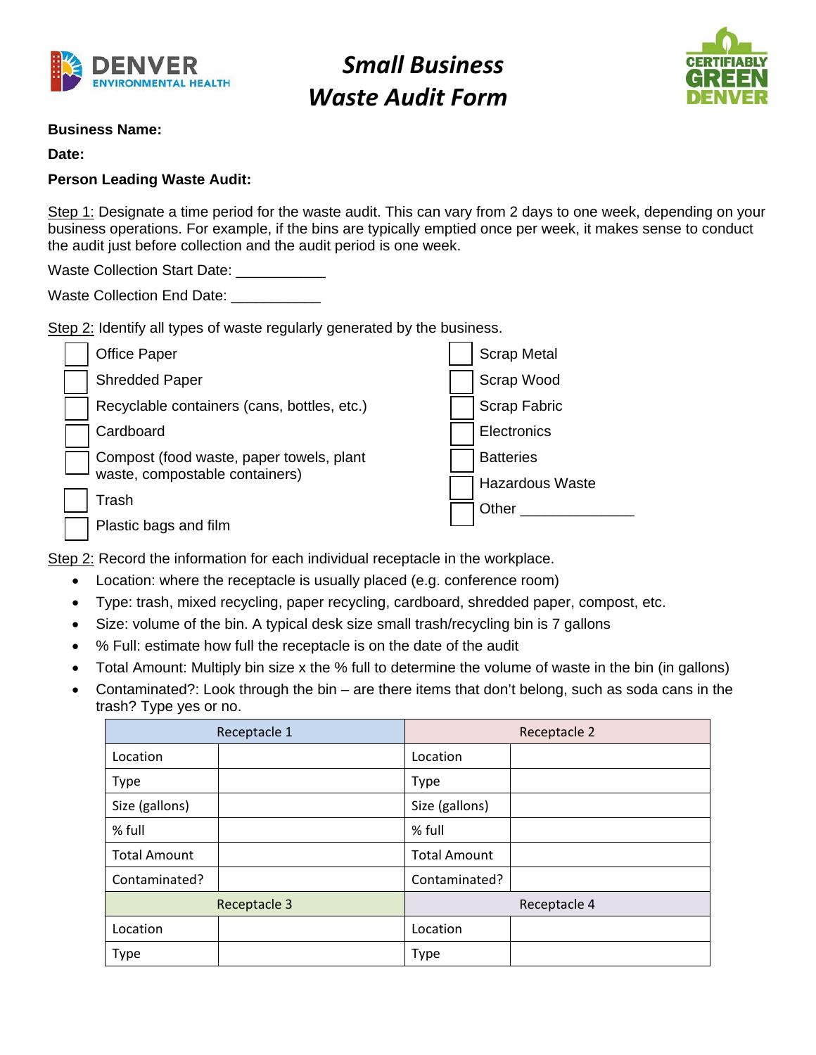# Small Business Waste Audit Form

**Business Name:**

**Date:**

**Person Leading Waste Audit:**

Step 1: Designate a time period for the waste audit. This can vary from 2 days to one week, depending on your business operations. For example, if the bins are typically emptied once per week, it makes sense to conduct the audit just before collection and the audit period is one week.

Waste Collection Start Date: ___________

Waste Collection End Date: ___________

Step 2: Identify all types of waste regularly generated by the business.

- ☐ Office Paper
- ☐ Shredded Paper
- ☐ Recyclable containers (cans, bottles, etc.)
- ☐ Cardboard
- ☐ Compost (food waste, paper towels, plant waste, compostable containers)
- ☐ Trash
- ☐ Plastic bags and film
- ☐ Scrap Metal
- ☐ Scrap Wood
- ☐ Scrap Fabric
- ☐ Electronics
- ☐ Batteries
- ☐ Hazardous Waste
- ☐ Other ______________

Step 2: Record the information for each individual receptacle in the workplace.

- Location: where the receptacle is usually placed (e.g. conference room)
- Type: trash, mixed recycling, paper recycling, cardboard, shredded paper, compost, etc.
- Size: volume of the bin. A typical desk size small trash/recycling bin is 7 gallons
- % Full: estimate how full the receptacle is on the date of the audit
- Total Amount: Multiply bin size x the % full to determine the volume of waste in the bin (in gallons)
- Contaminated?: Look through the bin – are there items that don't belong, such as soda cans in the trash? Type yes or no.

| Receptacle 1 | | Receptacle 2 | |
|---|---|---|---|
| Location | | Location | |
| Type | | Type | |
| Size (gallons) | | Size (gallons) | |
| % full | | % full | |
| Total Amount | | Total Amount | |
| Contaminated? | | Contaminated? | |
| **Receptacle 3** | | **Receptacle 4** | |
| Location | | Location | |
| Type | | Type | |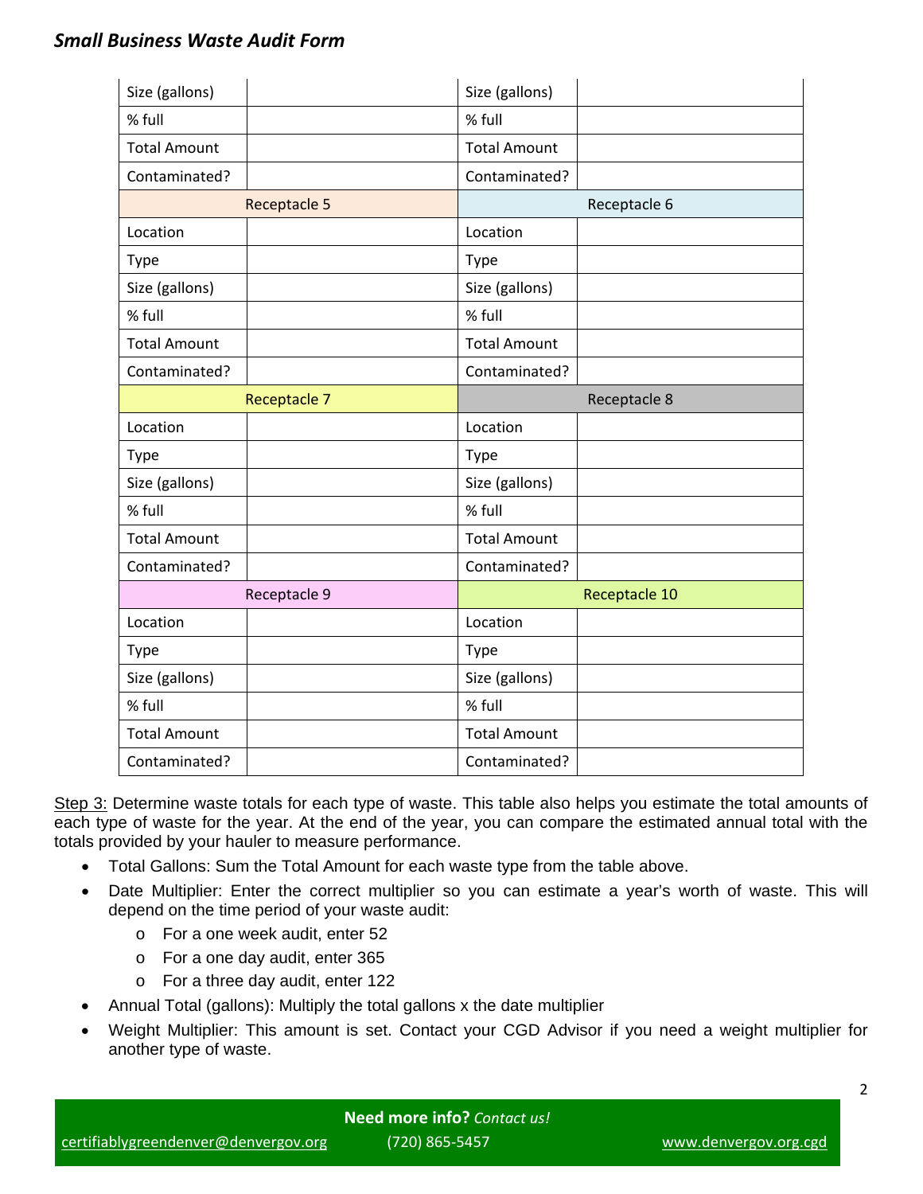## *Small Business Waste Audit Form*

| | | | |
|---|---|---|---|
| Size (gallons) | | Size (gallons) | |
| % full | | % full | |
| Total Amount | | Total Amount | |
| Contaminated? | | Contaminated? | |
| Receptacle 5 | | Receptacle 6 | |
| Location | | Location | |
| Type | | Type | |
| Size (gallons) | | Size (gallons) | |
| % full | | % full | |
| Total Amount | | Total Amount | |
| Contaminated? | | Contaminated? | |
| Receptacle 7 | | Receptacle 8 | |
| Location | | Location | |
| Type | | Type | |
| Size (gallons) | | Size (gallons) | |
| % full | | % full | |
| Total Amount | | Total Amount | |
| Contaminated? | | Contaminated? | |
| Receptacle 9 | | Receptacle 10 | |
| Location | | Location | |
| Type | | Type | |
| Size (gallons) | | Size (gallons) | |
| % full | | % full | |
| Total Amount | | Total Amount | |
| Contaminated? | | Contaminated? | |

Step 3: Determine waste totals for each type of waste. This table also helps you estimate the total amounts of each type of waste for the year. At the end of the year, you can compare the estimated annual total with the totals provided by your hauler to measure performance.

- Total Gallons: Sum the Total Amount for each waste type from the table above.
- Date Multiplier: Enter the correct multiplier so you can estimate a year's worth of waste. This will depend on the time period of your waste audit:
  - For a one week audit, enter 52
  - For a one day audit, enter 365
  - For a three day audit, enter 122
- Annual Total (gallons): Multiply the total gallons x the date multiplier
- Weight Multiplier: This amount is set. Contact your CGD Advisor if you need a weight multiplier for another type of waste.

**Need more info?** *Contact us!*

certifiablygreendenver@denvergov.org (720) 865-5457 www.denvergov.org.cgd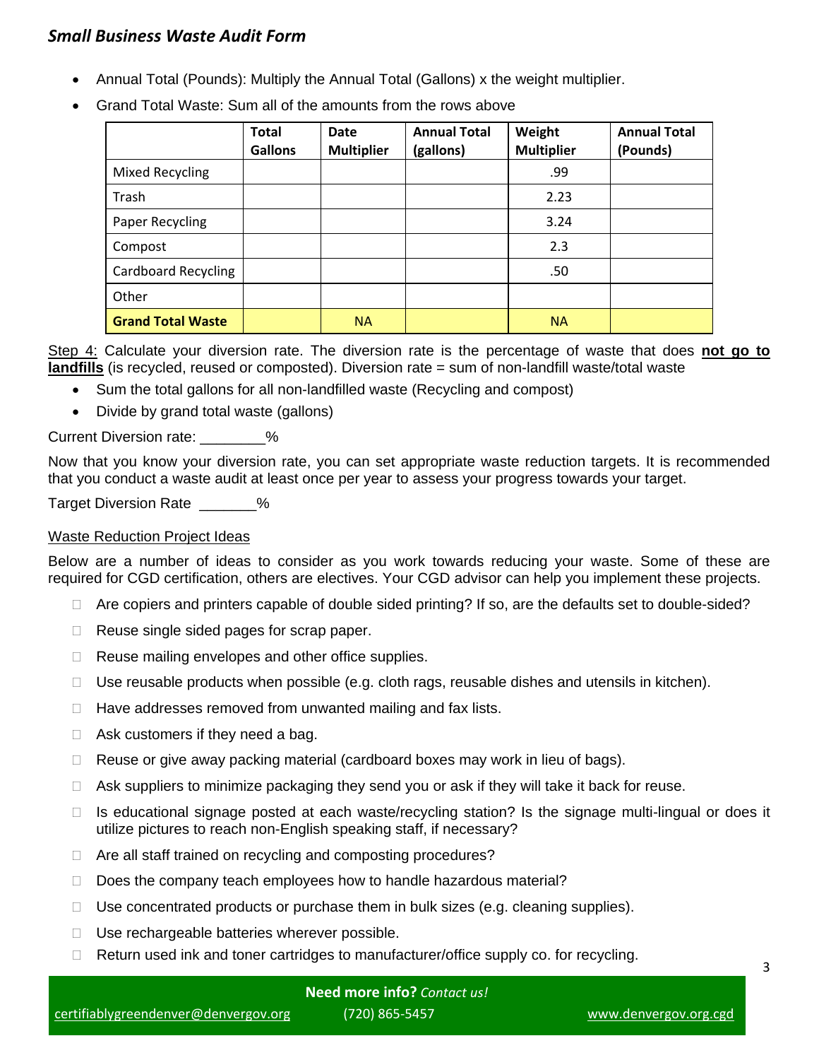- Annual Total (Pounds): Multiply the Annual Total (Gallons) x the weight multiplier.
- Grand Total Waste: Sum all of the amounts from the rows above

| | Total Gallons | Date Multiplier | Annual Total (gallons) | Weight Multiplier | Annual Total (Pounds) |
|---|---|---|---|---|---|
| Mixed Recycling | | | | .99 | |
| Trash | | | | 2.23 | |
| Paper Recycling | | | | 3.24 | |
| Compost | | | | 2.3 | |
| Cardboard Recycling | | | | .50 | |
| Other | | | | | |
| **Grand Total Waste** | | NA | | NA | |

Step 4: Calculate your diversion rate. The diversion rate is the percentage of waste that does **not go to landfills** (is recycled, reused or composted). Diversion rate = sum of non-landfill waste/total waste

- Sum the total gallons for all non-landfilled waste (Recycling and compost)
- Divide by grand total waste (gallons)

Current Diversion rate: ________%

Now that you know your diversion rate, you can set appropriate waste reduction targets. It is recommended that you conduct a waste audit at least once per year to assess your progress towards your target.

Target Diversion Rate _______%

Waste Reduction Project Ideas

Below are a number of ideas to consider as you work towards reducing your waste. Some of these are required for CGD certification, others are electives. Your CGD advisor can help you implement these projects.

- ☐ Are copiers and printers capable of double sided printing? If so, are the defaults set to double-sided?
- ☐ Reuse single sided pages for scrap paper.
- ☐ Reuse mailing envelopes and other office supplies.
- ☐ Use reusable products when possible (e.g. cloth rags, reusable dishes and utensils in kitchen).
- ☐ Have addresses removed from unwanted mailing and fax lists.
- ☐ Ask customers if they need a bag.
- ☐ Reuse or give away packing material (cardboard boxes may work in lieu of bags).
- ☐ Ask suppliers to minimize packaging they send you or ask if they will take it back for reuse.
- ☐ Is educational signage posted at each waste/recycling station? Is the signage multi-lingual or does it utilize pictures to reach non-English speaking staff, if necessary?
- ☐ Are all staff trained on recycling and composting procedures?
- ☐ Does the company teach employees how to handle hazardous material?
- ☐ Use concentrated products or purchase them in bulk sizes (e.g. cleaning supplies).
- ☐ Use rechargeable batteries wherever possible.
- ☐ Return used ink and toner cartridges to manufacturer/office supply co. for recycling.

**Need more info?** *Contact us!*

certifiablygreendenver@denvergov.org (720) 865-5457 www.denvergov.org.cgd